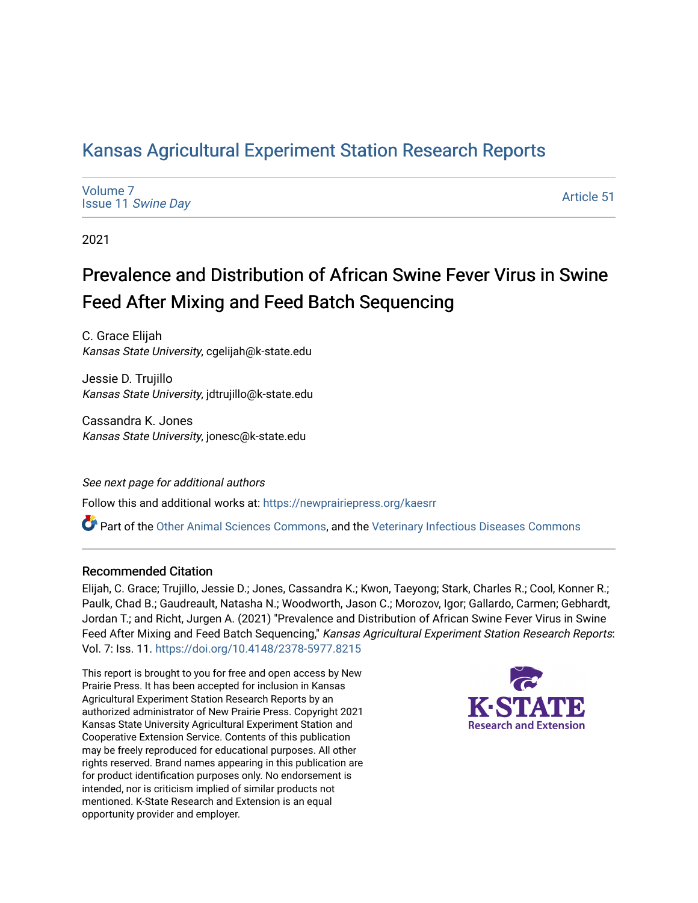# Kansas Agricultural Experiment Station Research Reports

Volume 7
Issue 11 *Swine Day*

Article 51

2021

## Prevalence and Distribution of African Swine Fever Virus in Swine Feed After Mixing and Feed Batch Sequencing

C. Grace Elijah
*Kansas State University*, cgelijah@k-state.edu

Jessie D. Trujillo
*Kansas State University*, jdtrujillo@k-state.edu

Cassandra K. Jones
*Kansas State University*, jonesc@k-state.edu

*See next page for additional authors*

Follow this and additional works at: https://newprairiepress.org/kaesrr

Part of the Other Animal Sciences Commons, and the Veterinary Infectious Diseases Commons

### Recommended Citation

Elijah, C. Grace; Trujillo, Jessie D.; Jones, Cassandra K.; Kwon, Taeyong; Stark, Charles R.; Cool, Konner R.; Paulk, Chad B.; Gaudreault, Natasha N.; Woodworth, Jason C.; Morozov, Igor; Gallardo, Carmen; Gebhardt, Jordan T.; and Richt, Jurgen A. (2021) "Prevalence and Distribution of African Swine Fever Virus in Swine Feed After Mixing and Feed Batch Sequencing," *Kansas Agricultural Experiment Station Research Reports*: Vol. 7: Iss. 11. https://doi.org/10.4148/2378-5977.8215

This report is brought to you for free and open access by New Prairie Press. It has been accepted for inclusion in Kansas Agricultural Experiment Station Research Reports by an authorized administrator of New Prairie Press. Copyright 2021 Kansas State University Agricultural Experiment Station and Cooperative Extension Service. Contents of this publication may be freely reproduced for educational purposes. All other rights reserved. Brand names appearing in this publication are for product identification purposes only. No endorsement is intended, nor is criticism implied of similar products not mentioned. K-State Research and Extension is an equal opportunity provider and employer.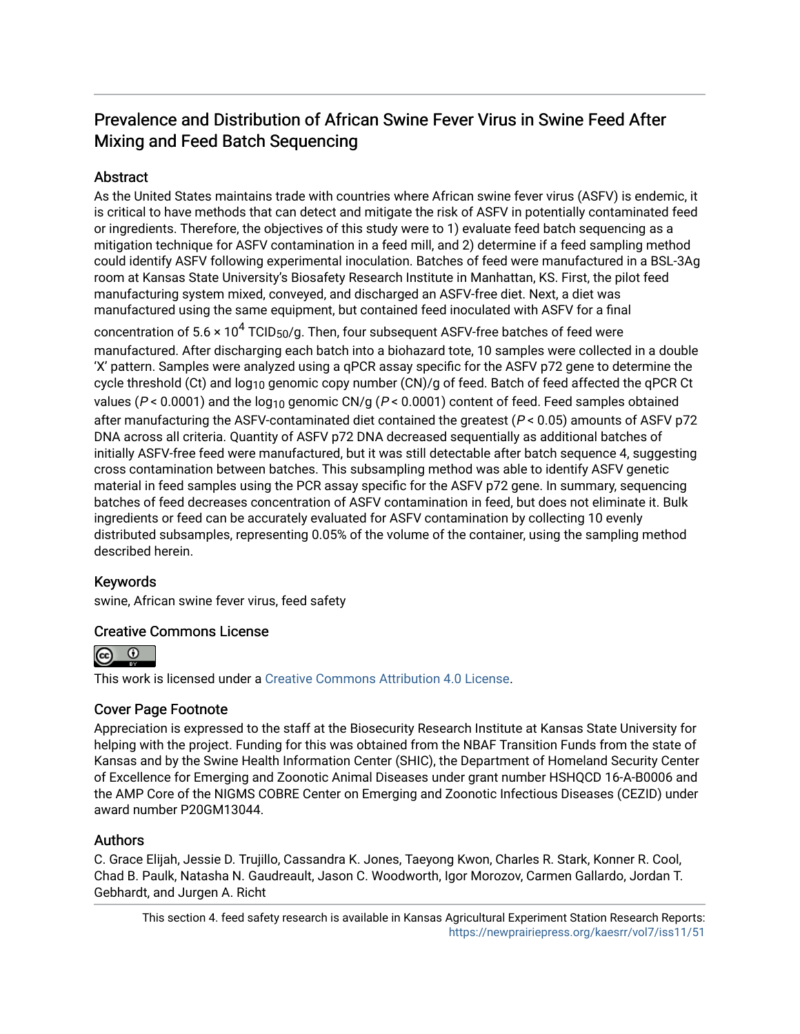# Prevalence and Distribution of African Swine Fever Virus in Swine Feed After Mixing and Feed Batch Sequencing

## Abstract

As the United States maintains trade with countries where African swine fever virus (ASFV) is endemic, it is critical to have methods that can detect and mitigate the risk of ASFV in potentially contaminated feed or ingredients. Therefore, the objectives of this study were to 1) evaluate feed batch sequencing as a mitigation technique for ASFV contamination in a feed mill, and 2) determine if a feed sampling method could identify ASFV following experimental inoculation. Batches of feed were manufactured in a BSL-3Ag room at Kansas State University's Biosafety Research Institute in Manhattan, KS. First, the pilot feed manufacturing system mixed, conveyed, and discharged an ASFV-free diet. Next, a diet was manufactured using the same equipment, but contained feed inoculated with ASFV for a final concentration of $5.6 \times 10^4$ $TCID_{50}$/g. Then, four subsequent ASFV-free batches of feed were manufactured. After discharging each batch into a biohazard tote, 10 samples were collected in a double 'X' pattern. Samples were analyzed using a qPCR assay specific for the ASFV p72 gene to determine the cycle threshold (Ct) and $\log_{10}$ genomic copy number (CN)/g of feed. Batch of feed affected the qPCR Ct values ($P < 0.0001$) and the $\log_{10}$ genomic CN/g ($P < 0.0001$) content of feed. Feed samples obtained after manufacturing the ASFV-contaminated diet contained the greatest ($P < 0.05$) amounts of ASFV p72 DNA across all criteria. Quantity of ASFV p72 DNA decreased sequentially as additional batches of initially ASFV-free feed were manufactured, but it was still detectable after batch sequence 4, suggesting cross contamination between batches. This subsampling method was able to identify ASFV genetic material in feed samples using the PCR assay specific for the ASFV p72 gene. In summary, sequencing batches of feed decreases concentration of ASFV contamination in feed, but does not eliminate it. Bulk ingredients or feed can be accurately evaluated for ASFV contamination by collecting 10 evenly distributed subsamples, representing 0.05% of the volume of the container, using the sampling method described herein.

## Keywords

swine, African swine fever virus, feed safety

## Creative Commons License

This work is licensed under a Creative Commons Attribution 4.0 License.

## Cover Page Footnote

Appreciation is expressed to the staff at the Biosecurity Research Institute at Kansas State University for helping with the project. Funding for this was obtained from the NBAF Transition Funds from the state of Kansas and by the Swine Health Information Center (SHIC), the Department of Homeland Security Center of Excellence for Emerging and Zoonotic Animal Diseases under grant number HSHQCD 16-A-B0006 and the AMP Core of the NIGMS COBRE Center on Emerging and Zoonotic Infectious Diseases (CEZID) under award number P20GM13044.

## Authors

C. Grace Elijah, Jessie D. Trujillo, Cassandra K. Jones, Taeyong Kwon, Charles R. Stark, Konner R. Cool, Chad B. Paulk, Natasha N. Gaudreault, Jason C. Woodworth, Igor Morozov, Carmen Gallardo, Jordan T. Gebhardt, and Jurgen A. Richt

This section 4. feed safety research is available in Kansas Agricultural Experiment Station Research Reports: https://newprairiepress.org/kaesrr/vol7/iss11/51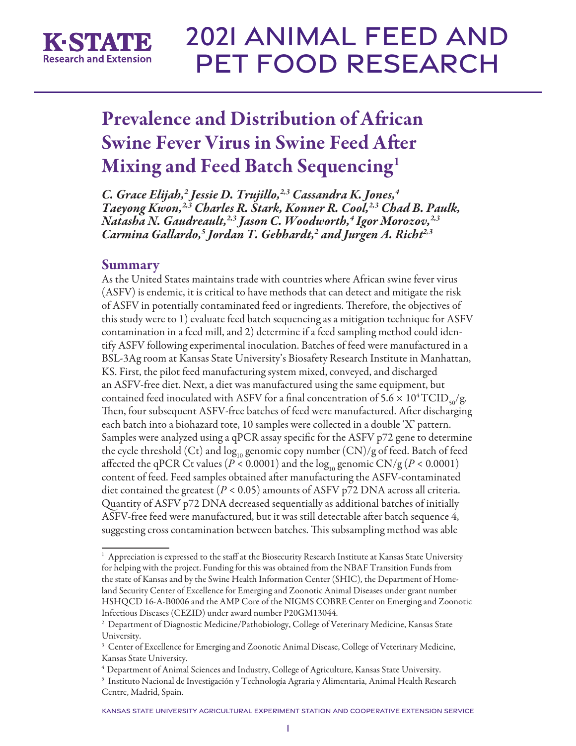# Prevalence and Distribution of African Swine Fever Virus in Swine Feed After Mixing and Feed Batch Sequencing[1]

*C. Grace Elijah,[2] Jessie D. Trujillo,[2,3] Cassandra K. Jones,[4] Taeyong Kwon,[2,3] Charles R. Stark, Konner R. Cool,[2,3] Chad B. Paulk, Natasha N. Gaudreault,[2,3] Jason C. Woodworth,[4] Igor Morozov,[2,3] Carmina Gallardo,[5] Jordan T. Gebhardt,[2] and Jurgen A. Richt[2,3]*

## Summary

As the United States maintains trade with countries where African swine fever virus (ASFV) is endemic, it is critical to have methods that can detect and mitigate the risk of ASFV in potentially contaminated feed or ingredients. Therefore, the objectives of this study were to 1) evaluate feed batch sequencing as a mitigation technique for ASFV contamination in a feed mill, and 2) determine if a feed sampling method could identify ASFV following experimental inoculation. Batches of feed were manufactured in a BSL-3Ag room at Kansas State University's Biosafety Research Institute in Manhattan, KS. First, the pilot feed manufacturing system mixed, conveyed, and discharged an ASFV-free diet. Next, a diet was manufactured using the same equipment, but contained feed inoculated with ASFV for a final concentration of $5.6 \times 10^4$ $TCID_{50}$/g. Then, four subsequent ASFV-free batches of feed were manufactured. After discharging each batch into a biohazard tote, 10 samples were collected in a double 'X' pattern. Samples were analyzed using a qPCR assay specific for the ASFV p72 gene to determine the cycle threshold (Ct) and $\log_{10}$ genomic copy number (CN)/g of feed. Batch of feed affected the qPCR Ct values ($P < 0.0001$) and the $\log_{10}$ genomic CN/g ($P < 0.0001$) content of feed. Feed samples obtained after manufacturing the ASFV-contaminated diet contained the greatest ($P < 0.05$) amounts of ASFV p72 DNA across all criteria. Quantity of ASFV p72 DNA decreased sequentially as additional batches of initially ASFV-free feed were manufactured, but it was still detectable after batch sequence 4, suggesting cross contamination between batches. This subsampling method was able

---

[1] Appreciation is expressed to the staff at the Biosecurity Research Institute at Kansas State University for helping with the project. Funding for this was obtained from the NBAF Transition Funds from the state of Kansas and by the Swine Health Information Center (SHIC), the Department of Homeland Security Center of Excellence for Emerging and Zoonotic Animal Diseases under grant number HSHQCD 16-A-B0006 and the AMP Core of the NIGMS COBRE Center on Emerging and Zoonotic Infectious Diseases (CEZID) under award number P20GM13044.

[2] Department of Diagnostic Medicine/Pathobiology, College of Veterinary Medicine, Kansas State University.

[3] Center of Excellence for Emerging and Zoonotic Animal Disease, College of Veterinary Medicine, Kansas State University.

[4] Department of Animal Sciences and Industry, College of Agriculture, Kansas State University.

[5] Instituto Nacional de Investigación y Technología Agraria y Alimentaria, Animal Health Research Centre, Madrid, Spain.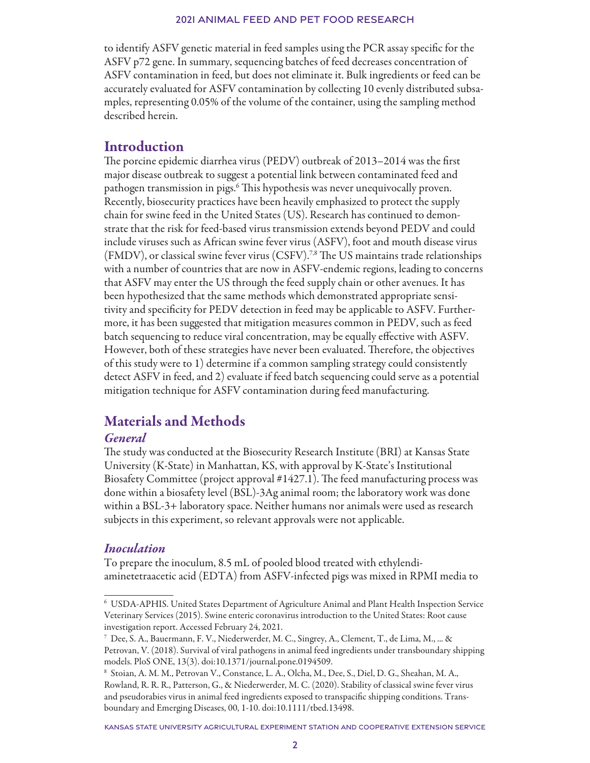to identify ASFV genetic material in feed samples using the PCR assay specific for the ASFV p72 gene. In summary, sequencing batches of feed decreases concentration of ASFV contamination in feed, but does not eliminate it. Bulk ingredients or feed can be accurately evaluated for ASFV contamination by collecting 10 evenly distributed subsamples, representing 0.05% of the volume of the container, using the sampling method described herein.

## Introduction

The porcine epidemic diarrhea virus (PEDV) outbreak of 2013–2014 was the first major disease outbreak to suggest a potential link between contaminated feed and pathogen transmission in pigs.[6] This hypothesis was never unequivocally proven. Recently, biosecurity practices have been heavily emphasized to protect the supply chain for swine feed in the United States (US). Research has continued to demonstrate that the risk for feed-based virus transmission extends beyond PEDV and could include viruses such as African swine fever virus (ASFV), foot and mouth disease virus (FMDV), or classical swine fever virus (CSFV).[7,8] The US maintains trade relationships with a number of countries that are now in ASFV-endemic regions, leading to concerns that ASFV may enter the US through the feed supply chain or other avenues. It has been hypothesized that the same methods which demonstrated appropriate sensitivity and specificity for PEDV detection in feed may be applicable to ASFV. Furthermore, it has been suggested that mitigation measures common in PEDV, such as feed batch sequencing to reduce viral concentration, may be equally effective with ASFV. However, both of these strategies have never been evaluated. Therefore, the objectives of this study were to 1) determine if a common sampling strategy could consistently detect ASFV in feed, and 2) evaluate if feed batch sequencing could serve as a potential mitigation technique for ASFV contamination during feed manufacturing.

## Materials and Methods

### *General*

The study was conducted at the Biosecurity Research Institute (BRI) at Kansas State University (K-State) in Manhattan, KS, with approval by K-State's Institutional Biosafety Committee (project approval #1427.1). The feed manufacturing process was done within a biosafety level (BSL)-3Ag animal room; the laboratory work was done within a BSL-3+ laboratory space. Neither humans nor animals were used as research subjects in this experiment, so relevant approvals were not applicable.

### *Inoculation*

To prepare the inoculum, 8.5 mL of pooled blood treated with ethylendiaminetetraacetic acid (EDTA) from ASFV-infected pigs was mixed in RPMI media to

---

[6] USDA-APHIS. United States Department of Agriculture Animal and Plant Health Inspection Service Veterinary Services (2015). Swine enteric coronavirus introduction to the United States: Root cause investigation report. Accessed February 24, 2021.

[7] Dee, S. A., Bauermann, F. V., Niederwerder, M. C., Singrey, A., Clement, T., de Lima, M., ... & Petrovan, V. (2018). Survival of viral pathogens in animal feed ingredients under transboundary shipping models. PloS ONE, 13(3). doi:10.1371/journal.pone.0194509.

[8] Stoian, A. M. M., Petrovan V., Constance, L. A., Olcha, M., Dee, S., Diel, D. G., Sheahan, M. A., Rowland, R. R. R., Patterson, G., & Niederwerder, M. C. (2020). Stability of classical swine fever virus and pseudorabies virus in animal feed ingredients exposed to transpacific shipping conditions. Transboundary and Emerging Diseases, 00, 1-10. doi:10.1111/tbed.13498.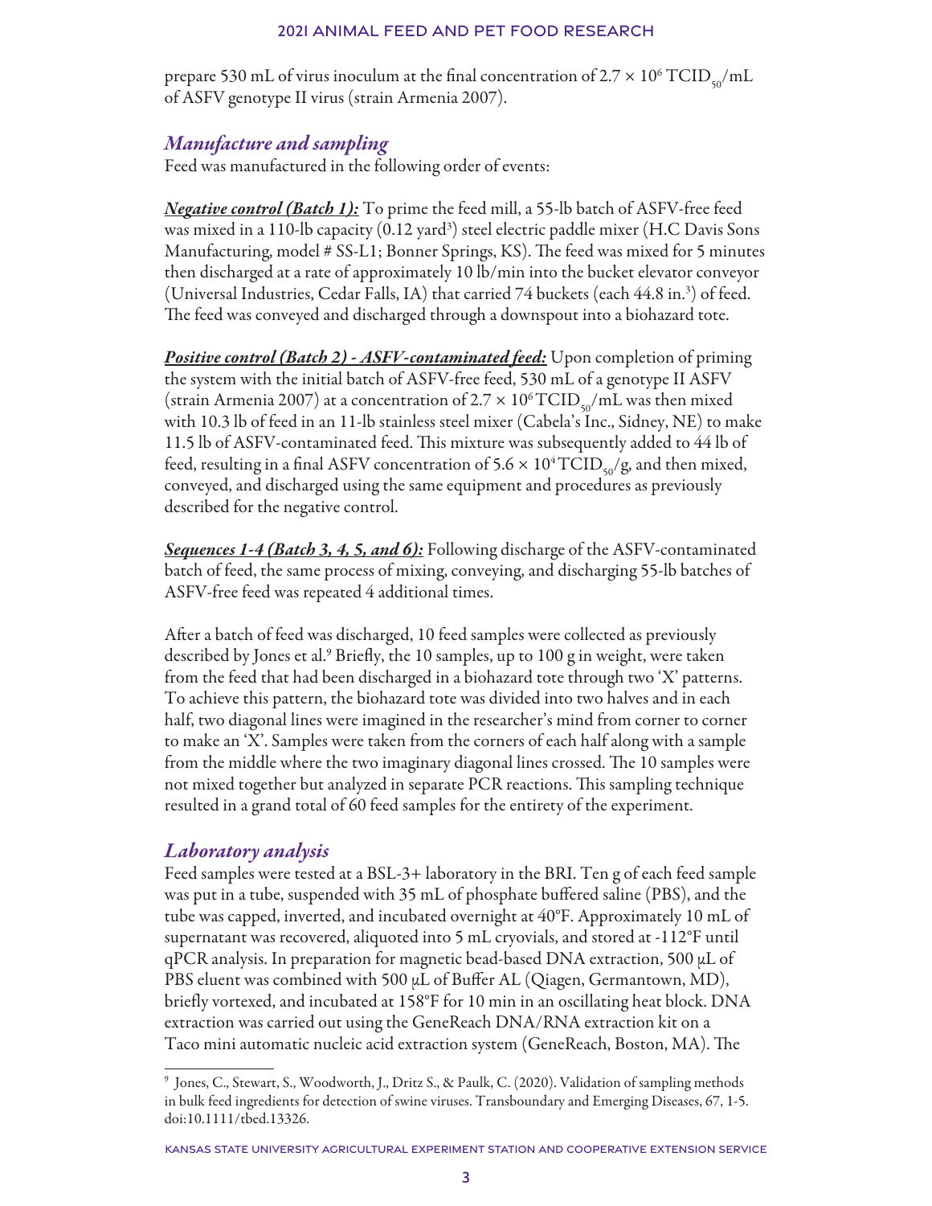prepare 530 mL of virus inoculum at the final concentration of $2.7 \times 10^6$ $TCID_{50}$/mL of ASFV genotype II virus (strain Armenia 2007).

### *Manufacture and sampling*

Feed was manufactured in the following order of events:

***Negative control (Batch 1):*** To prime the feed mill, a 55-lb batch of ASFV-free feed was mixed in a 110-lb capacity (0.12 $yard^3$) steel electric paddle mixer (H.C Davis Sons Manufacturing, model # SS-L1; Bonner Springs, KS). The feed was mixed for 5 minutes then discharged at a rate of approximately 10 lb/min into the bucket elevator conveyor (Universal Industries, Cedar Falls, IA) that carried 74 buckets (each 44.8 $in.^3$) of feed. The feed was conveyed and discharged through a downspout into a biohazard tote.

***Positive control (Batch 2) - ASFV-contaminated feed:*** Upon completion of priming the system with the initial batch of ASFV-free feed, 530 mL of a genotype II ASFV (strain Armenia 2007) at a concentration of $2.7 \times 10^6$ $TCID_{50}$/mL was then mixed with 10.3 lb of feed in an 11-lb stainless steel mixer (Cabela's Inc., Sidney, NE) to make 11.5 lb of ASFV-contaminated feed. This mixture was subsequently added to 44 lb of feed, resulting in a final ASFV concentration of $5.6 \times 10^4$ $TCID_{50}$/g, and then mixed, conveyed, and discharged using the same equipment and procedures as previously described for the negative control.

***Sequences 1-4 (Batch 3, 4, 5, and 6):*** Following discharge of the ASFV-contaminated batch of feed, the same process of mixing, conveying, and discharging 55-lb batches of ASFV-free feed was repeated 4 additional times.

After a batch of feed was discharged, 10 feed samples were collected as previously described by Jones et al.[9] Briefly, the 10 samples, up to 100 g in weight, were taken from the feed that had been discharged in a biohazard tote through two 'X' patterns. To achieve this pattern, the biohazard tote was divided into two halves and in each half, two diagonal lines were imagined in the researcher's mind from corner to corner to make an 'X'. Samples were taken from the corners of each half along with a sample from the middle where the two imaginary diagonal lines crossed. The 10 samples were not mixed together but analyzed in separate PCR reactions. This sampling technique resulted in a grand total of 60 feed samples for the entirety of the experiment.

### *Laboratory analysis*

Feed samples were tested at a BSL-3+ laboratory in the BRI. Ten g of each feed sample was put in a tube, suspended with 35 mL of phosphate buffered saline (PBS), and the tube was capped, inverted, and incubated overnight at 40°F. Approximately 10 mL of supernatant was recovered, aliquoted into 5 mL cryovials, and stored at -112°F until qPCR analysis. In preparation for magnetic bead-based DNA extraction, 500 µL of PBS eluent was combined with 500 µL of Buffer AL (Qiagen, Germantown, MD), briefly vortexed, and incubated at 158°F for 10 min in an oscillating heat block. DNA extraction was carried out using the GeneReach DNA/RNA extraction kit on a Taco mini automatic nucleic acid extraction system (GeneReach, Boston, MA). The

---

[9] Jones, C., Stewart, S., Woodworth, J., Dritz S., & Paulk, C. (2020). Validation of sampling methods in bulk feed ingredients for detection of swine viruses. Transboundary and Emerging Diseases, 67, 1-5. doi:10.1111/tbed.13326.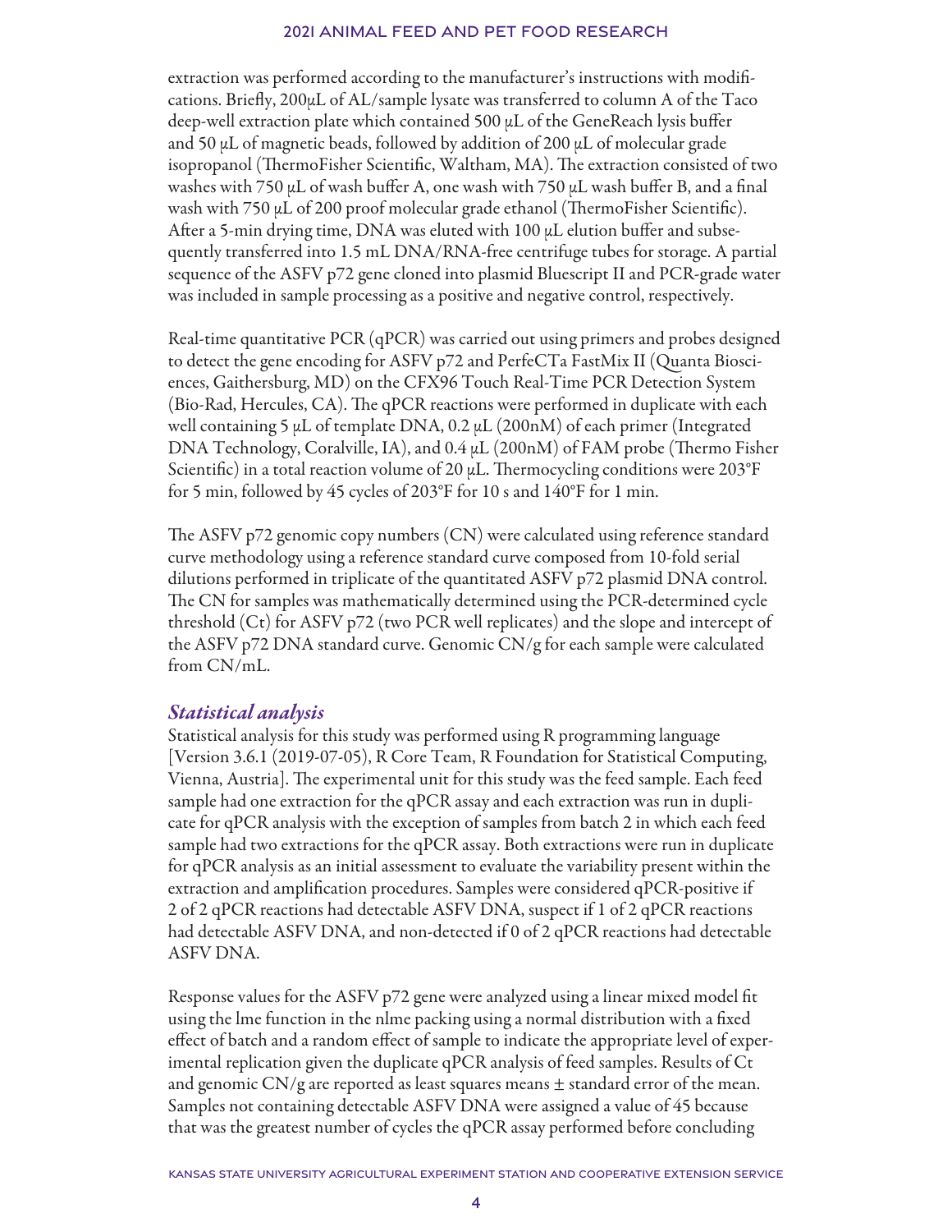extraction was performed according to the manufacturer's instructions with modifications. Briefly, 200µL of AL/sample lysate was transferred to column A of the Taco deep-well extraction plate which contained 500 µL of the GeneReach lysis buffer and 50 µL of magnetic beads, followed by addition of 200 µL of molecular grade isopropanol (ThermoFisher Scientific, Waltham, MA). The extraction consisted of two washes with 750 µL of wash buffer A, one wash with 750 µL wash buffer B, and a final wash with 750 µL of 200 proof molecular grade ethanol (ThermoFisher Scientific). After a 5-min drying time, DNA was eluted with 100 µL elution buffer and subsequently transferred into 1.5 mL DNA/RNA-free centrifuge tubes for storage. A partial sequence of the ASFV p72 gene cloned into plasmid Bluescript II and PCR-grade water was included in sample processing as a positive and negative control, respectively.

Real-time quantitative PCR (qPCR) was carried out using primers and probes designed to detect the gene encoding for ASFV p72 and PerfeCTa FastMix II (Quanta Biosciences, Gaithersburg, MD) on the CFX96 Touch Real-Time PCR Detection System (Bio-Rad, Hercules, CA). The qPCR reactions were performed in duplicate with each well containing 5 µL of template DNA, 0.2 µL (200nM) of each primer (Integrated DNA Technology, Coralville, IA), and 0.4 µL (200nM) of FAM probe (Thermo Fisher Scientific) in a total reaction volume of 20 µL. Thermocycling conditions were 203°F for 5 min, followed by 45 cycles of 203°F for 10 s and 140°F for 1 min.

The ASFV p72 genomic copy numbers (CN) were calculated using reference standard curve methodology using a reference standard curve composed from 10-fold serial dilutions performed in triplicate of the quantitated ASFV p72 plasmid DNA control. The CN for samples was mathematically determined using the PCR-determined cycle threshold (Ct) for ASFV p72 (two PCR well replicates) and the slope and intercept of the ASFV p72 DNA standard curve. Genomic CN/g for each sample were calculated from CN/mL.

### *Statistical analysis*

Statistical analysis for this study was performed using R programming language [Version 3.6.1 (2019-07-05), R Core Team, R Foundation for Statistical Computing, Vienna, Austria]. The experimental unit for this study was the feed sample. Each feed sample had one extraction for the qPCR assay and each extraction was run in duplicate for qPCR analysis with the exception of samples from batch 2 in which each feed sample had two extractions for the qPCR assay. Both extractions were run in duplicate for qPCR analysis as an initial assessment to evaluate the variability present within the extraction and amplification procedures. Samples were considered qPCR-positive if 2 of 2 qPCR reactions had detectable ASFV DNA, suspect if 1 of 2 qPCR reactions had detectable ASFV DNA, and non-detected if 0 of 2 qPCR reactions had detectable ASFV DNA.

Response values for the ASFV p72 gene were analyzed using a linear mixed model fit using the lme function in the nlme packing using a normal distribution with a fixed effect of batch and a random effect of sample to indicate the appropriate level of experimental replication given the duplicate qPCR analysis of feed samples. Results of Ct and genomic CN/g are reported as least squares means ± standard error of the mean. Samples not containing detectable ASFV DNA were assigned a value of 45 because that was the greatest number of cycles the qPCR assay performed before concluding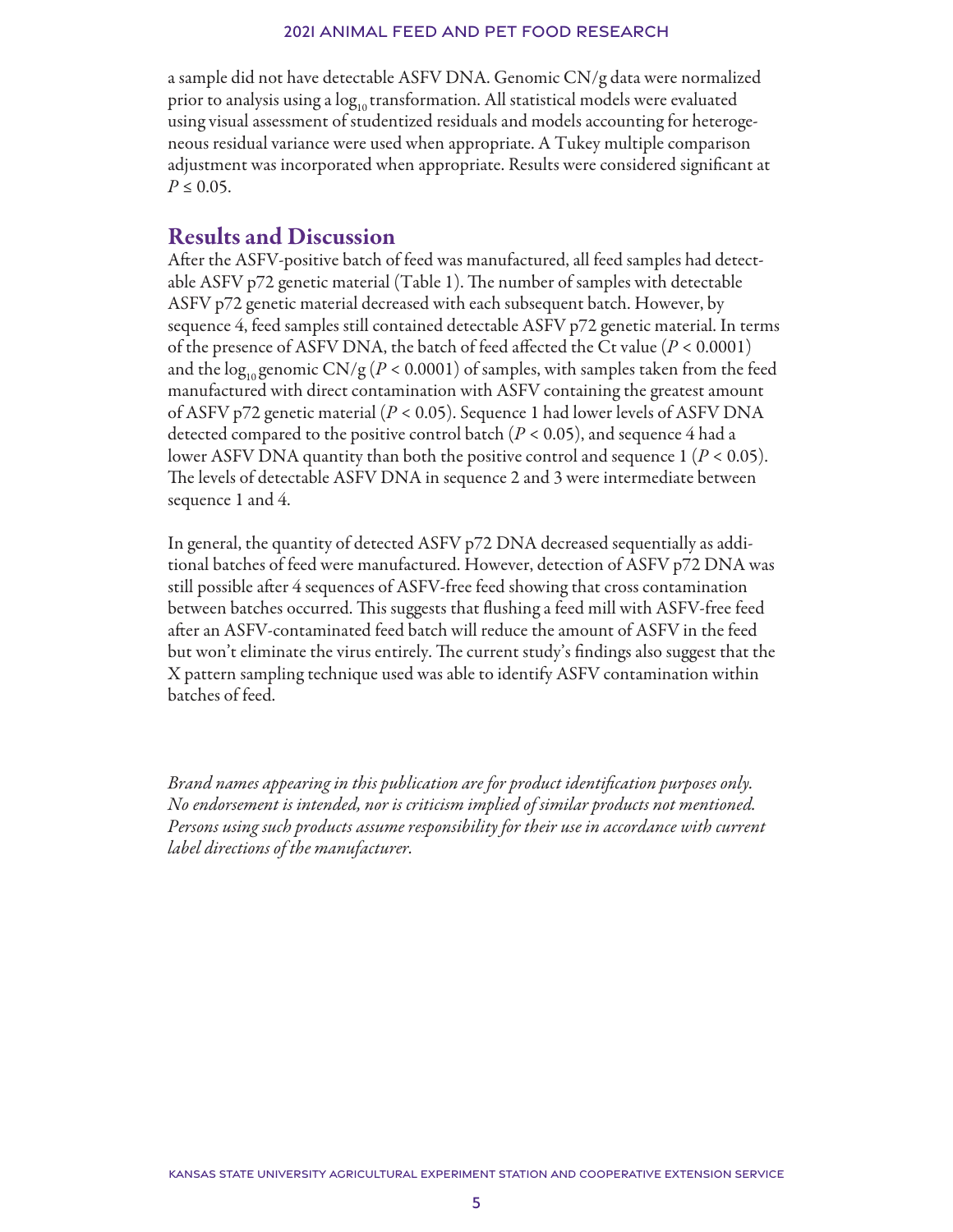a sample did not have detectable ASFV DNA. Genomic CN/g data were normalized prior to analysis using a $\log_{10}$ transformation. All statistical models were evaluated using visual assessment of studentized residuals and models accounting for heterogeneous residual variance were used when appropriate. A Tukey multiple comparison adjustment was incorporated when appropriate. Results were considered significant at $P \leq 0.05$.

## Results and Discussion

After the ASFV-positive batch of feed was manufactured, all feed samples had detectable ASFV p72 genetic material (Table 1). The number of samples with detectable ASFV p72 genetic material decreased with each subsequent batch. However, by sequence 4, feed samples still contained detectable ASFV p72 genetic material. In terms of the presence of ASFV DNA, the batch of feed affected the Ct value ($P < 0.0001$) and the $\log_{10}$ genomic CN/g ($P < 0.0001$) of samples, with samples taken from the feed manufactured with direct contamination with ASFV containing the greatest amount of ASFV p72 genetic material ($P < 0.05$). Sequence 1 had lower levels of ASFV DNA detected compared to the positive control batch ($P < 0.05$), and sequence 4 had a lower ASFV DNA quantity than both the positive control and sequence 1 ($P < 0.05$). The levels of detectable ASFV DNA in sequence 2 and 3 were intermediate between sequence 1 and 4.

In general, the quantity of detected ASFV p72 DNA decreased sequentially as additional batches of feed were manufactured. However, detection of ASFV p72 DNA was still possible after 4 sequences of ASFV-free feed showing that cross contamination between batches occurred. This suggests that flushing a feed mill with ASFV-free feed after an ASFV-contaminated feed batch will reduce the amount of ASFV in the feed but won't eliminate the virus entirely. The current study's findings also suggest that the X pattern sampling technique used was able to identify ASFV contamination within batches of feed.

*Brand names appearing in this publication are for product identification purposes only. No endorsement is intended, nor is criticism implied of similar products not mentioned. Persons using such products assume responsibility for their use in accordance with current label directions of the manufacturer.*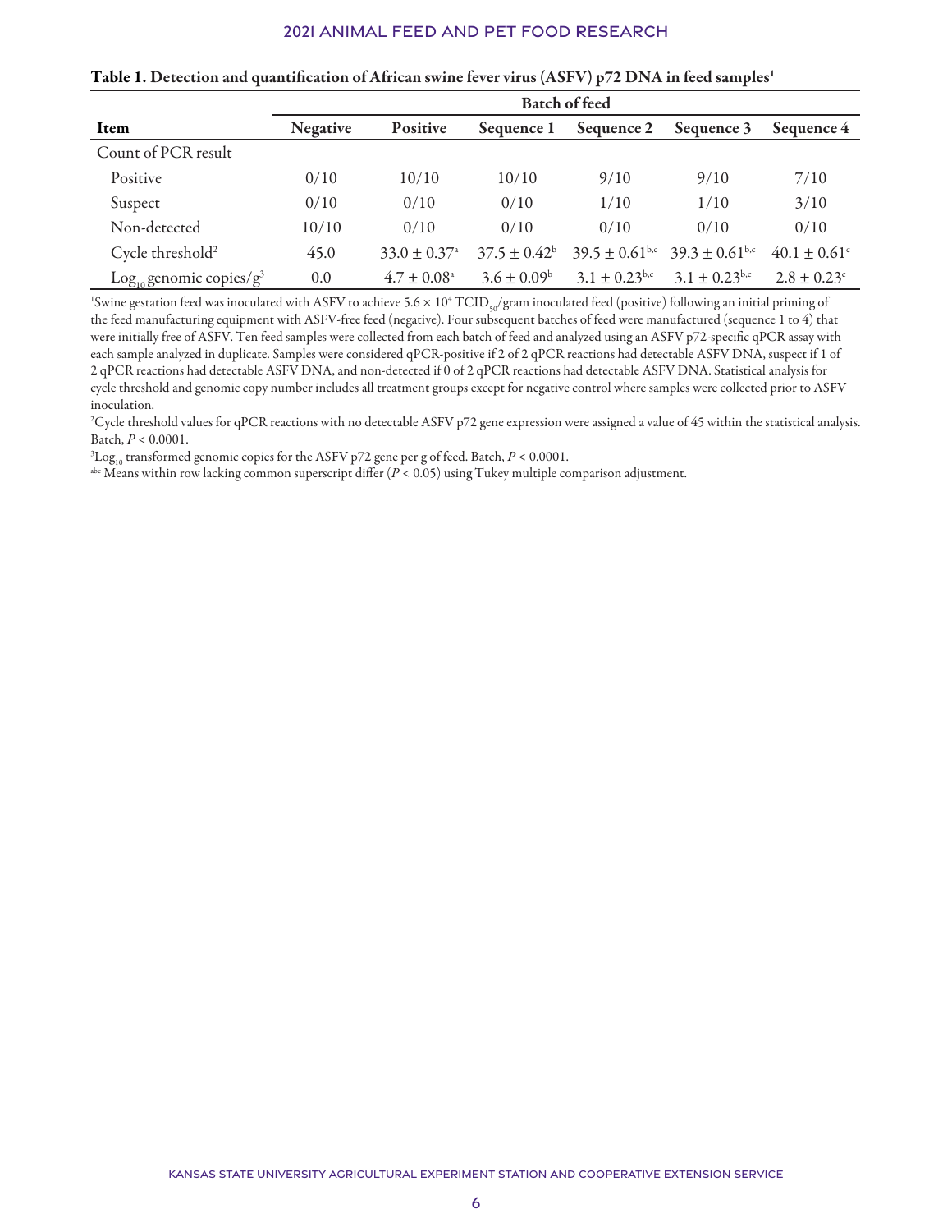**Table 1. Detection and quantification of African swine fever virus (ASFV) p72 DNA in feed samples[1]**

| | Batch of feed | | | | | |
|---|---|---|---|---|---|---|
| Item | Negative | Positive | Sequence 1 | Sequence 2 | Sequence 3 | Sequence 4 |
| Count of PCR result | | | | | | |
| Positive | 0/10 | 10/10 | 10/10 | 9/10 | 9/10 | 7/10 |
| Suspect | 0/10 | 0/10 | 0/10 | 1/10 | 1/10 | 3/10 |
| Non-detected | 10/10 | 0/10 | 0/10 | 0/10 | 0/10 | 0/10 |
| Cycle threshold[2] | 45.0 | $33.0 \pm 0.37^{a}$ | $37.5 \pm 0.42^{b}$ | $39.5 \pm 0.61^{b,c}$ | $39.3 \pm 0.61^{b,c}$ | $40.1 \pm 0.61^{c}$ |
| $Log_{10}$ genomic copies/g[3] | 0.0 | $4.7 \pm 0.08^{a}$ | $3.6 \pm 0.09^{b}$ | $3.1 \pm 0.23^{b,c}$ | $3.1 \pm 0.23^{b,c}$ | $2.8 \pm 0.23^{c}$ |

[1]Swine gestation feed was inoculated with ASFV to achieve $5.6 \times 10^4$ $TCID_{50}$/gram inoculated feed (positive) following an initial priming of the feed manufacturing equipment with ASFV-free feed (negative). Four subsequent batches of feed were manufactured (sequence 1 to 4) that were initially free of ASFV. Ten feed samples were collected from each batch of feed and analyzed using an ASFV p72-specific qPCR assay with each sample analyzed in duplicate. Samples were considered qPCR-positive if 2 of 2 qPCR reactions had detectable ASFV DNA, suspect if 1 of 2 qPCR reactions had detectable ASFV DNA, and non-detected if 0 of 2 qPCR reactions had detectable ASFV DNA. Statistical analysis for cycle threshold and genomic copy number includes all treatment groups except for negative control where samples were collected prior to ASFV inoculation.

[2]Cycle threshold values for qPCR reactions with no detectable ASFV p72 gene expression were assigned a value of 45 within the statistical analysis. Batch, $P < 0.0001$.

[3]$Log_{10}$ transformed genomic copies for the ASFV p72 gene per g of feed. Batch, $P < 0.0001$.

[abc] Means within row lacking common superscript differ ($P < 0.05$) using Tukey multiple comparison adjustment.